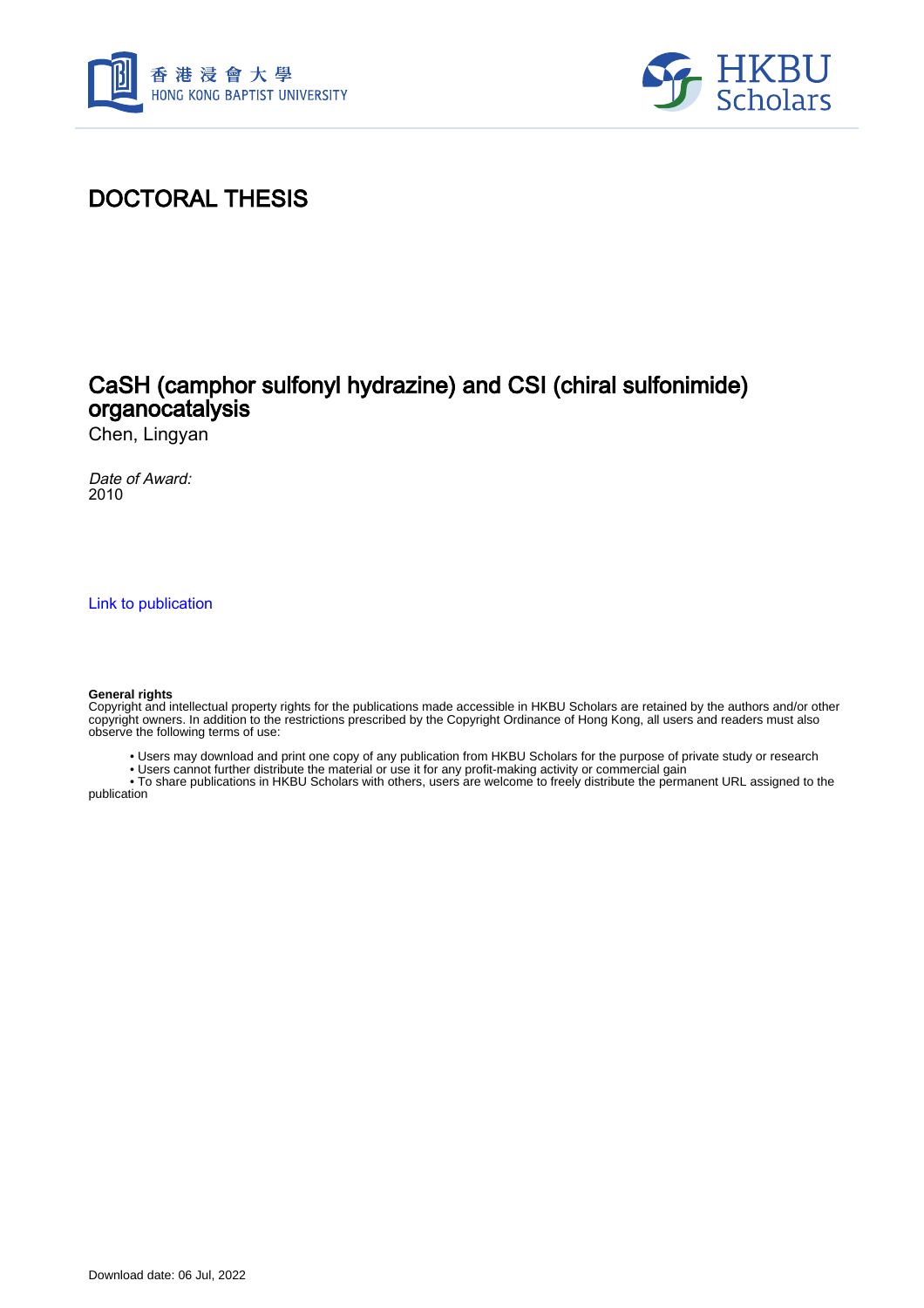# DOCTORAL THESIS

## CaSH (camphor sulfonyl hydrazine) and CSI (chiral sulfonimide) organocatalysis

Chen, Lingyan

*Date of Award:*
2010

Link to publication

**General rights**
Copyright and intellectual property rights for the publications made accessible in HKBU Scholars are retained by the authors and/or other copyright owners. In addition to the restrictions prescribed by the Copyright Ordinance of Hong Kong, all users and readers must also observe the following terms of use:

- Users may download and print one copy of any publication from HKBU Scholars for the purpose of private study or research
- Users cannot further distribute the material or use it for any profit-making activity or commercial gain
- To share publications in HKBU Scholars with others, users are welcome to freely distribute the permanent URL assigned to the publication

Download date: 06 Jul, 2022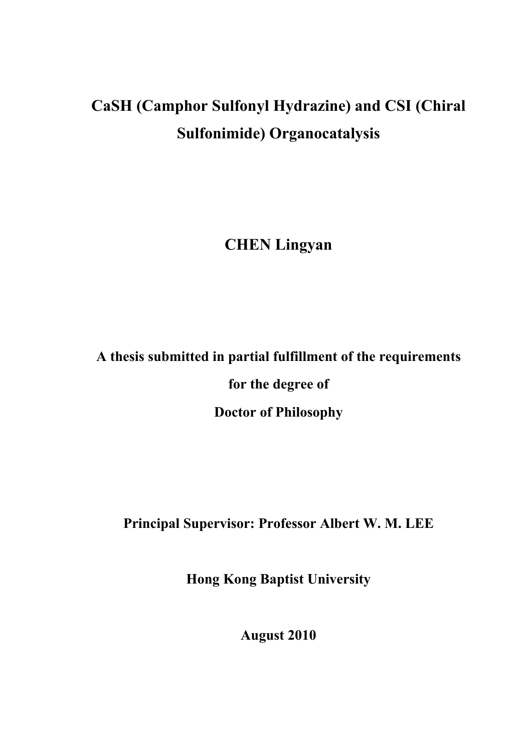# CaSH (Camphor Sulfonyl Hydrazine) and CSI (Chiral Sulfonimide) Organocatalysis

**CHEN Lingyan**

**A thesis submitted in partial fulfillment of the requirements**

**for the degree of**

**Doctor of Philosophy**

**Principal Supervisor: Professor Albert W. M. LEE**

**Hong Kong Baptist University**

**August 2010**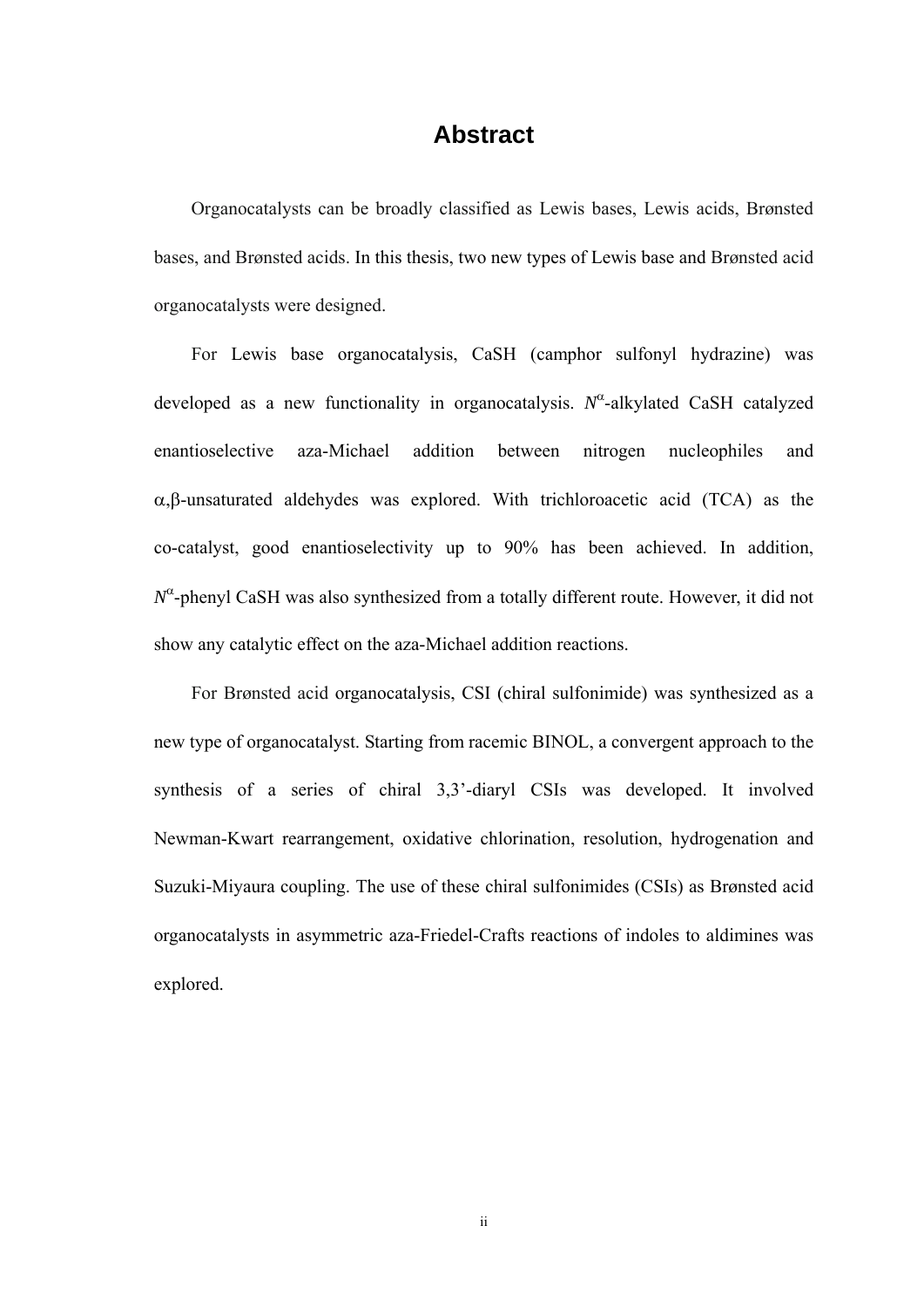# Abstract

Organocatalysts can be broadly classified as Lewis bases, Lewis acids, Brønsted bases, and Brønsted acids. In this thesis, two new types of Lewis base and Brønsted acid organocatalysts were designed.

For Lewis base organocatalysis, CaSH (camphor sulfonyl hydrazine) was developed as a new functionality in organocatalysis. $N^{\alpha}$-alkylated CaSH catalyzed enantioselective aza-Michael addition between nitrogen nucleophiles and $\alpha$,$\beta$-unsaturated aldehydes was explored. With trichloroacetic acid (TCA) as the co-catalyst, good enantioselectivity up to 90% has been achieved. In addition, $N^{\alpha}$-phenyl CaSH was also synthesized from a totally different route. However, it did not show any catalytic effect on the aza-Michael addition reactions.

For Brønsted acid organocatalysis, CSI (chiral sulfonimide) was synthesized as a new type of organocatalyst. Starting from racemic BINOL, a convergent approach to the synthesis of a series of chiral 3,3'-diaryl CSIs was developed. It involved Newman-Kwart rearrangement, oxidative chlorination, resolution, hydrogenation and Suzuki-Miyaura coupling. The use of these chiral sulfonimides (CSIs) as Brønsted acid organocatalysts in asymmetric aza-Friedel-Crafts reactions of indoles to aldimines was explored.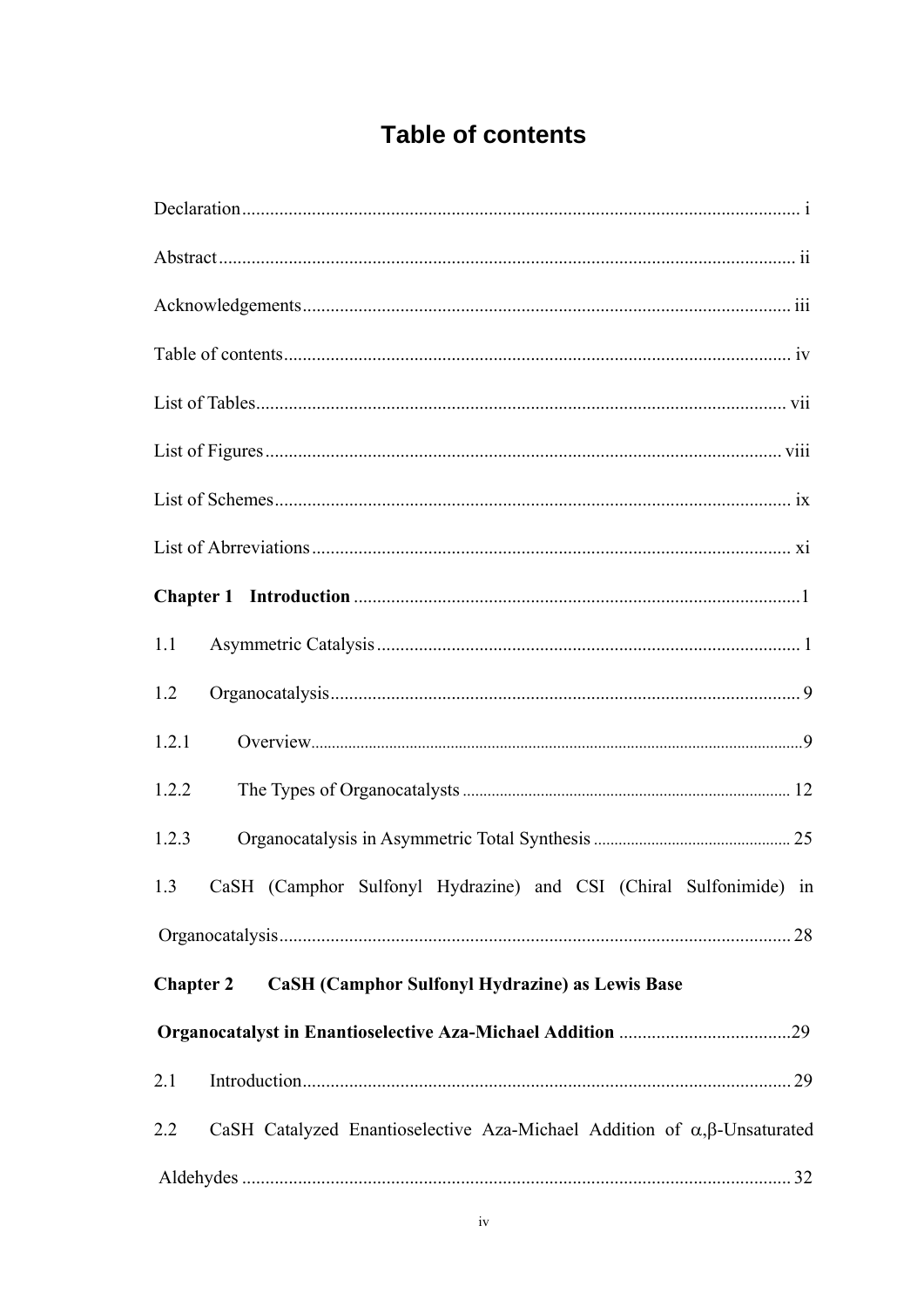# Table of contents

Declaration ........................................................................................................ i

Abstract ........................................................................................................... ii

Acknowledgements ......................................................................................... iii

Table of contents ............................................................................................. iv

List of Tables ................................................................................................... vii

List of Figures ................................................................................................. viii

List of Schemes ............................................................................................... ix

List of Abrreviations ........................................................................................ xi

**Chapter 1 Introduction** ................................................................................ 1

1.1 Asymmetric Catalysis ................................................................................... 1

1.2 Organocatalysis ............................................................................................ 9

1.2.1 Overview ................................................................................................... 9

1.2.2 The Types of Organocatalysts ................................................................. 12

1.2.3 Organocatalysis in Asymmetric Total Synthesis ..................................... 25

1.3 CaSH (Camphor Sulfonyl Hydrazine) and CSI (Chiral Sulfonimide) in Organocatalysis ........................................................................................................ 28

**Chapter 2 CaSH (Camphor Sulfonyl Hydrazine) as Lewis Base Organocatalyst in Enantioselective Aza-Michael Addition** .................................... 29

2.1 Introduction ................................................................................................. 29

2.2 CaSH Catalyzed Enantioselective Aza-Michael Addition of $\alpha,\beta$-Unsaturated Aldehydes ............................................................................................... 32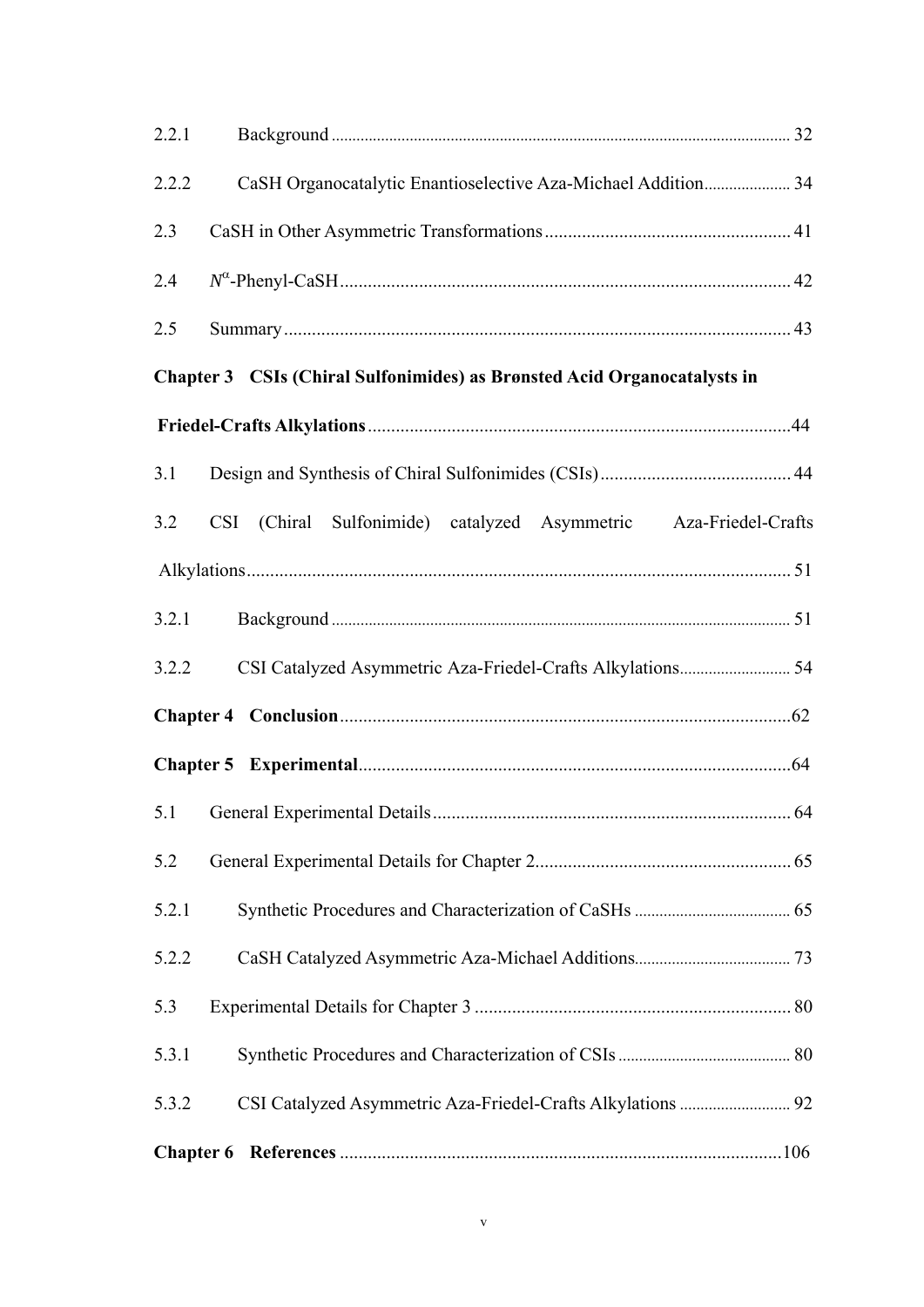2.2.1 Background ........................................................................................................... 32

2.2.2 CaSH Organocatalytic Enantioselective Aza-Michael Addition..................... 34

2.3 CaSH in Other Asymmetric Transformations ..................................................... 41

2.4 $N^{\alpha}$-Phenyl-CaSH ................................................................................................. 42

2.5 Summary ............................................................................................................. 43

**Chapter 3 CSIs (Chiral Sulfonimides) as Brønsted Acid Organocatalysts in Friedel-Crafts Alkylations** .......................................................................................... 44

3.1 Design and Synthesis of Chiral Sulfonimides (CSIs) ......................................... 44

3.2 CSI (Chiral Sulfonimide) catalyzed Asymmetric Aza-Friedel-Crafts Alkylations ..................................................................................................................... 51

3.2.1 Background ........................................................................................................... 51

3.2.2 CSI Catalyzed Asymmetric Aza-Friedel-Crafts Alkylations........................... 54

**Chapter 4 Conclusion** ................................................................................................. 62

**Chapter 5 Experimental** ............................................................................................. 64

5.1 General Experimental Details ............................................................................. 64

5.2 General Experimental Details for Chapter 2 ....................................................... 65

5.2.1 Synthetic Procedures and Characterization of CaSHs ...................................... 65

5.2.2 CaSH Catalyzed Asymmetric Aza-Michael Additions...................................... 73

5.3 Experimental Details for Chapter 3 .................................................................... 80

5.3.1 Synthetic Procedures and Characterization of CSIs .......................................... 80

5.3.2 CSI Catalyzed Asymmetric Aza-Friedel-Crafts Alkylations ........................... 92

**Chapter 6 References** ............................................................................................... 106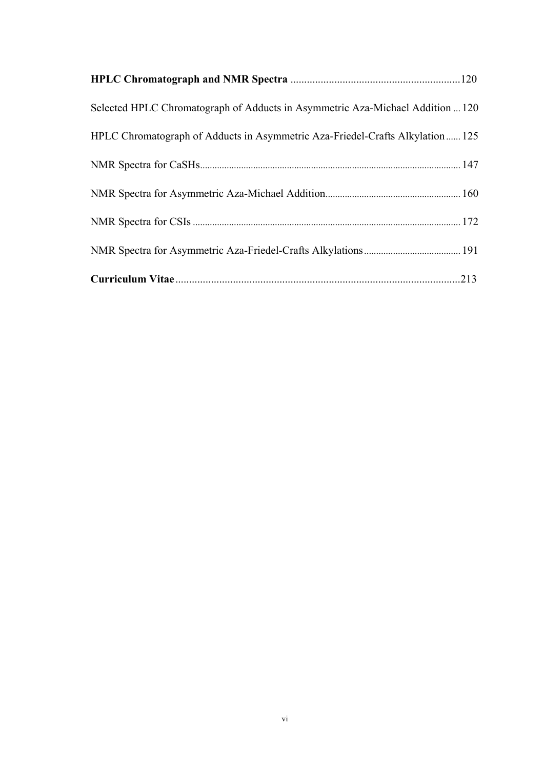**HPLC Chromatograph and NMR Spectra** ............................................................120

Selected HPLC Chromatograph of Adducts in Asymmetric Aza-Michael Addition ... 120

HPLC Chromatograph of Adducts in Asymmetric Aza-Friedel-Crafts Alkylation ...... 125

NMR Spectra for CaSHs........................................................................................... 147

NMR Spectra for Asymmetric Aza-Michael Addition........................................................ 160

NMR Spectra for CSIs ............................................................................................. 172

NMR Spectra for Asymmetric Aza-Friedel-Crafts Alkylations........................................ 191

**Curriculum Vitae**........................................................................................................213